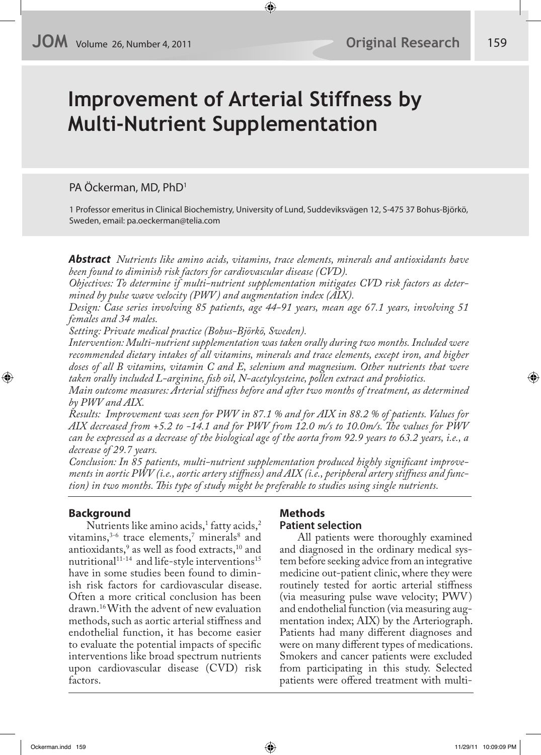# Improvement of Arterial Stiffness by Multi-Nutrient Supplementation

PA Öckerman, MD, PhD[1]

1 Professor emeritus in Clinical Biochemistry, University of Lund, Suddeviksvägen 12, S-475 37 Bohus-Björkö, Sweden, email: pa.oeckerman@telia.com

***Abstract*** *Nutrients like amino acids, vitamins, trace elements, minerals and antioxidants have been found to diminish risk factors for cardiovascular disease (CVD).*

*Objectives: To determine if multi-nutrient supplementation mitigates CVD risk factors as determined by pulse wave velocity (PWV) and augmentation index (AIX).*

*Design: Case series involving 85 patients, age 44-91 years, mean age 67.1 years, involving 51 females and 34 males.*

*Setting: Private medical practice (Bohus-Björkö, Sweden).*

*Intervention: Multi-nutrient supplementation was taken orally during two months. Included were recommended dietary intakes of all vitamins, minerals and trace elements, except iron, and higher doses of all B vitamins, vitamin C and E, selenium and magnesium. Other nutrients that were taken orally included L-arginine, fish oil, N-acetylcysteine, pollen extract and probiotics.*

*Main outcome measures: Arterial stiffness before and after two months of treatment, as determined by PWV and AIX.*

*Results: Improvement was seen for PWV in 87.1 % and for AIX in 88.2 % of patients. Values for AIX decreased from +5.2 to -14.1 and for PWV from 12.0 m/s to 10.0m/s. The values for PWV can be expressed as a decrease of the biological age of the aorta from 92.9 years to 63.2 years, i.e., a decrease of 29.7 years.*

*Conclusion: In 85 patients, multi-nutrient supplementation produced highly significant improvements in aortic PWV (i.e., aortic artery stiffness) and AIX (i.e., peripheral artery stiffness and function) in two months. This type of study might be preferable to studies using single nutrients.*

## Background

Nutrients like amino acids,[1] fatty acids,[2] vitamins,[3-6] trace elements,[7] minerals[8] and antioxidants,[9] as well as food extracts,[10] and nutritional[11-14] and life-style interventions[15] have in some studies been found to diminish risk factors for cardiovascular disease. Often a more critical conclusion has been drawn.[16] With the advent of new evaluation methods, such as aortic arterial stiffness and endothelial function, it has become easier to evaluate the potential impacts of specific interventions like broad spectrum nutrients upon cardiovascular disease (CVD) risk factors.

## Methods

### Patient selection

All patients were thoroughly examined and diagnosed in the ordinary medical system before seeking advice from an integrative medicine out-patient clinic, where they were routinely tested for aortic arterial stiffness (via measuring pulse wave velocity; PWV) and endothelial function (via measuring augmentation index; AIX) by the Arteriograph. Patients had many different diagnoses and were on many different types of medications. Smokers and cancer patients were excluded from participating in this study. Selected patients were offered treatment with multi-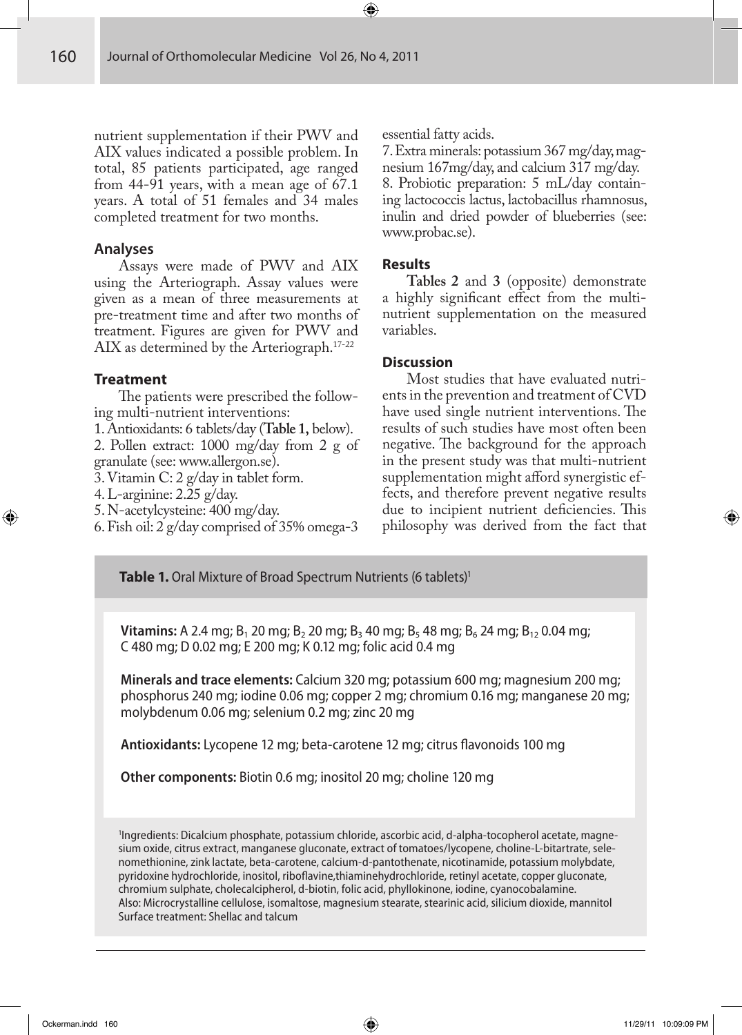nutrient supplementation if their PWV and AIX values indicated a possible problem. In total, 85 patients participated, age ranged from 44-91 years, with a mean age of 67.1 years. A total of 51 females and 34 males completed treatment for two months.

### Analyses

Assays were made of PWV and AIX using the Arteriograph. Assay values were given as a mean of three measurements at pre-treatment time and after two months of treatment. Figures are given for PWV and AIX as determined by the Arteriograph.[17-22]

### Treatment

The patients were prescribed the following multi-nutrient interventions:

1. Antioxidants: 6 tablets/day (**Table 1,** below).
2. Pollen extract: 1000 mg/day from 2 g of granulate (see: www.allergon.se).
3. Vitamin C: 2 g/day in tablet form.
4. L-arginine: 2.25 g/day.
5. N-acetylcysteine: 400 mg/day.
6. Fish oil: 2 g/day comprised of 35% omega-3 essential fatty acids.
7. Extra minerals: potassium 367 mg/day, magnesium 167mg/day, and calcium 317 mg/day.
8. Probiotic preparation: 5 mL/day containing lactococcis lactus, lactobacillus rhamnosus, inulin and dried powder of blueberries (see: www.probac.se).

### Results

**Tables 2** and **3** (opposite) demonstrate a highly significant effect from the multi-nutrient supplementation on the measured variables.

### Discussion

Most studies that have evaluated nutrients in the prevention and treatment of CVD have used single nutrient interventions. The results of such studies have most often been negative. The background for the approach in the present study was that multi-nutrient supplementation might afford synergistic effects, and therefore prevent negative results due to incipient nutrient deficiencies. This philosophy was derived from the fact that

**Table 1.** Oral Mixture of Broad Spectrum Nutrients (6 tablets)[1]

**Vitamins:** A 2.4 mg; $B_1$ 20 mg; $B_2$ 20 mg; $B_3$ 40 mg; $B_5$ 48 mg; $B_6$ 24 mg; $B_{12}$ 0.04 mg; C 480 mg; D 0.02 mg; E 200 mg; K 0.12 mg; folic acid 0.4 mg

**Minerals and trace elements:** Calcium 320 mg; potassium 600 mg; magnesium 200 mg; phosphorus 240 mg; iodine 0.06 mg; copper 2 mg; chromium 0.16 mg; manganese 20 mg; molybdenum 0.06 mg; selenium 0.2 mg; zinc 20 mg

**Antioxidants:** Lycopene 12 mg; beta-carotene 12 mg; citrus flavonoids 100 mg

**Other components:** Biotin 0.6 mg; inositol 20 mg; choline 120 mg

[1]Ingredients: Dicalcium phosphate, potassium chloride, ascorbic acid, d-alpha-tocopherol acetate, magnesium oxide, citrus extract, manganese gluconate, extract of tomatoes/lycopene, choline-L-bitartrate, selenomethionine, zink lactate, beta-carotene, calcium-d-pantothenate, nicotinamide, potassium molybdate, pyridoxine hydrochloride, inositol, riboflavine,thiaminehydrochloride, retinyl acetate, copper gluconate, chromium sulphate, cholecalcipherol, d-biotin, folic acid, phyllokinone, iodine, cyanocobalamine.
Also: Microcrystalline cellulose, isomaltose, magnesium stearate, stearinic acid, silicium dioxide, mannitol
Surface treatment: Shellac and talcum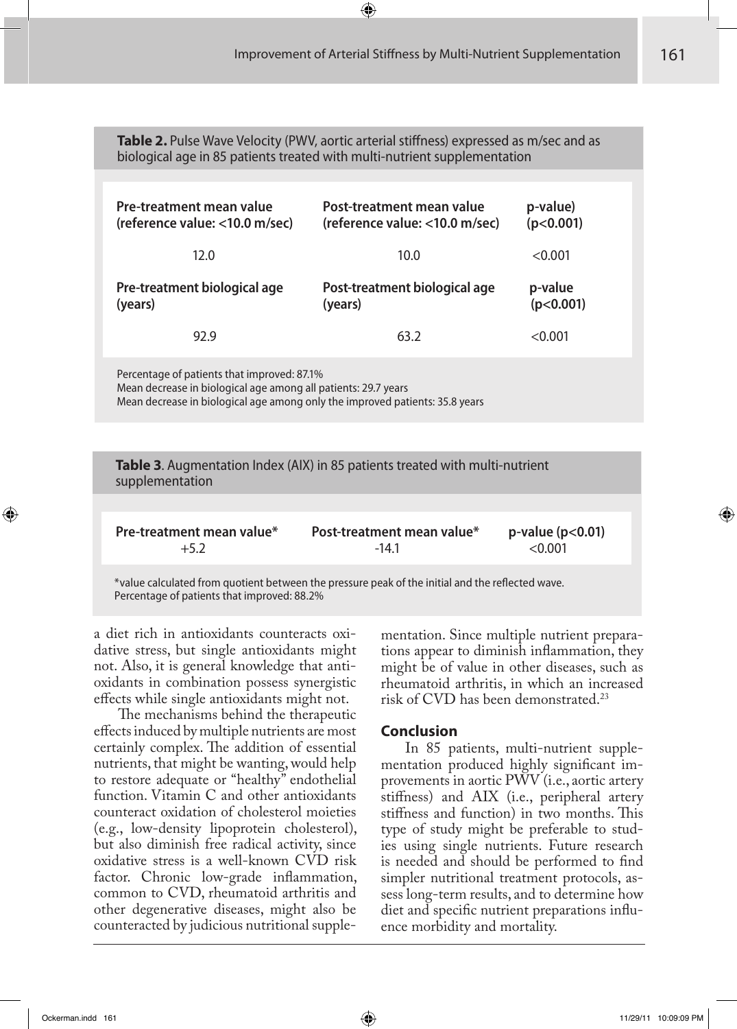**Table 2.** Pulse Wave Velocity (PWV, aortic arterial stiffness) expressed as m/sec and as biological age in 85 patients treated with multi-nutrient supplementation

| Pre-treatment mean value (reference value: <10.0 m/sec) | Post-treatment mean value (reference value: <10.0 m/sec) | p-value) (p<0.001) |
|---|---|---|
| 12.0 | 10.0 | <0.001 |
| **Pre-treatment biological age (years)** | **Post-treatment biological age (years)** | **p-value (p<0.001)** |
| 92.9 | 63.2 | <0.001 |

Percentage of patients that improved: 87.1%
Mean decrease in biological age among all patients: 29.7 years
Mean decrease in biological age among only the improved patients: 35.8 years

**Table 3**. Augmentation Index (AIX) in 85 patients treated with multi-nutrient supplementation

| Pre-treatment mean value* | Post-treatment mean value* | p-value (p<0.01) |
|---|---|---|
| +5.2 | -14.1 | <0.001 |

*value calculated from quotient between the pressure peak of the initial and the reflected wave.
Percentage of patients that improved: 88.2%

a diet rich in antioxidants counteracts oxidative stress, but single antioxidants might not. Also, it is general knowledge that antioxidants in combination possess synergistic effects while single antioxidants might not.

The mechanisms behind the therapeutic effects induced by multiple nutrients are most certainly complex. The addition of essential nutrients, that might be wanting, would help to restore adequate or "healthy" endothelial function. Vitamin C and other antioxidants counteract oxidation of cholesterol moieties (e.g., low-density lipoprotein cholesterol), but also diminish free radical activity, since oxidative stress is a well-known CVD risk factor. Chronic low-grade inflammation, common to CVD, rheumatoid arthritis and other degenerative diseases, might also be counteracted by judicious nutritional supplementation. Since multiple nutrient preparations appear to diminish inflammation, they might be of value in other diseases, such as rheumatoid arthritis, in which an increased risk of CVD has been demonstrated.[23]

## Conclusion

In 85 patients, multi-nutrient supplementation produced highly significant improvements in aortic PWV (i.e., aortic artery stiffness) and AIX (i.e., peripheral artery stiffness and function) in two months. This type of study might be preferable to studies using single nutrients. Future research is needed and should be performed to find simpler nutritional treatment protocols, assess long-term results, and to determine how diet and specific nutrient preparations influence morbidity and mortality.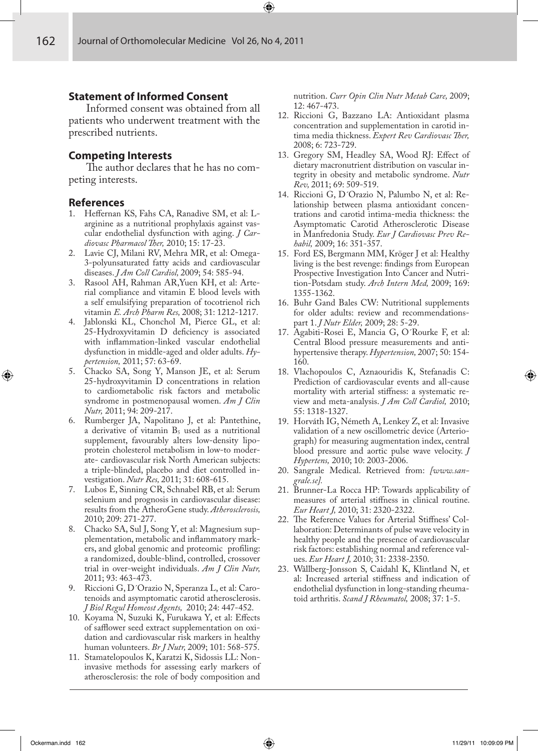## Statement of Informed Consent

Informed consent was obtained from all patients who underwent treatment with the prescribed nutrients.

## Competing Interests

The author declares that he has no competing interests.

## References

1. Heffernan KS, Fahs CA, Ranadive SM, et al: L-arginine as a nutritional prophylaxis against vascular endothelial dysfunction with aging. *J Cardiovasc Pharmacol Ther,* 2010; 15: 17-23.
2. Lavie CJ, Milani RV, Mehra MR, et al: Omega-3-polyunsaturated fatty acids and cardiovascular diseases. *J Am Coll Cardiol,* 2009; 54: 585-94.
3. Rasool AH, Rahman AR,Yuen KH, et al: Arterial compliance and vitamin E blood levels with a self emulsifying preparation of tocotrienol rich vitamin *E. Arch Pharm Res,* 2008; 31: 1212-1217.
4. Jablonski KL, Chonchol M, Pierce GL, et al: 25-Hydroxyvitamin D deficiency is associated with inflammation-linked vascular endothelial dysfunction in middle-aged and older adults. *Hypertension,* 2011; 57: 63-69.
5. Chacko SA, Song Y, Manson JE, et al: Serum 25-hydroxyvitamin D concentrations in relation to cardiometabolic risk factors and metabolic syndrome in postmenopausal women. *Am J Clin Nutr,* 2011; 94: 209-217.
6. Rumberger JA, Napolitano J, et al: Pantethine, a derivative of vitamin $B_5$ used as a nutritional supplement, favourably alters low-density lipoprotein cholesterol metabolism in low-to moderate- cardiovascular risk North American subjects: a triple-blinded, placebo and diet controlled investigation. *Nutr Res,* 2011; 31: 608-615.
7. Lubos E, Sinning CR, Schnabel RB, et al: Serum selenium and prognosis in cardiovascular disease: results from the AtheroGene study. *Atherosclerosis,* 2010; 209: 271-277.
8. Chacko SA, Sul J, Song Y, et al: Magnesium supplementation, metabolic and inflammatory markers, and global genomic and proteomic profiling: a randomized, double-blind, controlled, crossover trial in over-weight individuals. *Am J Clin Nutr,* 2011; 93: 463-473.
9. Riccioni G, D´Orazio N, Speranza L, et al: Carotenoids and asymptomatic carotid atherosclerosis. *J Biol Regul Homeost Agents,* 2010; 24: 447-452.
10. Koyama N, Suzuki K, Furukawa Y, et al: Effects of safflower seed extract supplementation on oxidation and cardiovascular risk markers in healthy human volunteers. *Br J Nutr,* 2009; 101: 568-575.
11. Stamatelopoulos K, Karatzi K, Sidossis LL: Non-invasive methods for assessing early markers of atherosclerosis: the role of body composition and nutrition. *Curr Opin Clin Nutr Metab Care,* 2009; 12: 467-473.
12. Riccioni G, Bazzano LA: Antioxidant plasma concentration and supplementation in carotid intima media thickness. *Expert Rev Cardiovasc Ther,* 2008; 6: 723-729.
13. Gregory SM, Headley SA, Wood RJ: Effect of dietary macronutrient distribution on vascular integrity in obesity and metabolic syndrome. *Nutr Rev,* 2011; 69: 509-519.
14. Riccioni G, D´Orazio N, Palumbo N, et al: Relationship between plasma antioxidant concentrations and carotid intima-media thickness: the Asymptomatic Carotid Atherosclerotic Disease in Manfredonia Study. *Eur J Cardiovasc Prev Rehabil,* 2009; 16: 351-357.
15. Ford ES, Bergmann MM, Kröger J et al: Healthy living is the best revenge: findings from European Prospective Investigation Into Cancer and Nutrition-Potsdam study. *Arch Intern Med,* 2009; 169: 1355-1362.
16. Buhr Gand Bales CW: Nutritional supplements for older adults: review and recommendations-part 1. *J Nutr Elder,* 2009; 28: 5-29.
17. Agabiti-Rosei E, Mancia G, O´Rourke F, et al: Central Blood pressure measurements and antihypertensive therapy. *Hypertension,* 2007; 50: 154-160.
18. Vlachopoulos C, Aznaouridis K, Stefanadis C: Prediction of cardiovascular events and all-cause mortality with arterial stiffness: a systematic review and meta-analysis. *J Am Coll Cardiol,* 2010; 55: 1318-1327.
19. Horváth IG, Németh A, Lenkey Z, et al: Invasive validation of a new oscillometric device (Arteriograph) for measuring augmentation index, central blood pressure and aortic pulse wave velocity. *J Hypertens,* 2010; 10: 2003-2006.
20. Sangrale Medical. Retrieved from: *[www.sangrale.se].*
21. Brunner-La Rocca HP: Towards applicability of measures of arterial stiffness in clinical routine. *Eur Heart J,* 2010; 31: 2320-2322.
22. The Reference Values for Arterial Stiffness' Collaboration: Determinants of pulse wave velocity in healthy people and the presence of cardiovascular risk factors: establishing normal and reference values. *Eur Heart J,* 2010; 31: 2338-2350.
23. Wållberg-Jonsson S, Caidahl K, Klintland N, et al: Increased arterial stiffness and indication of endothelial dysfunction in long-standing rheumatoid arthritis. *Scand J Rheumatol,* 2008; 37: 1-5.